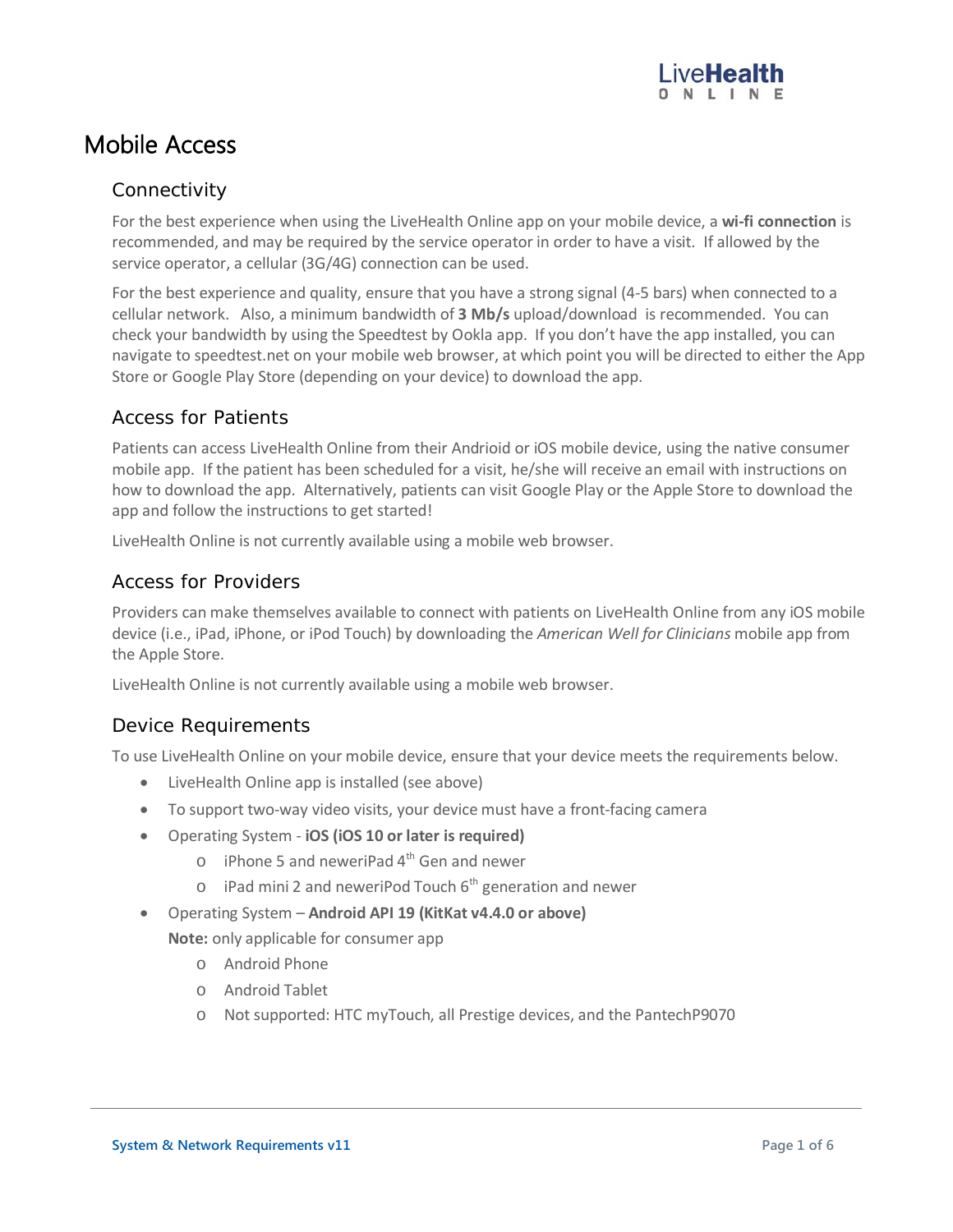# Mobile Access

## Connectivity

For the best experience when using the LiveHealth Online app on your mobile device, a **wi-fi connection** is recommended, and may be required by the service operator in order to have a visit. If allowed by the service operator, a cellular (3G/4G) connection can be used.

For the best experience and quality, ensure that you have a strong signal (4-5 bars) when connected to a cellular network. Also, a minimum bandwidth of **3 Mb/s** upload/download is recommended. You can check your bandwidth by using the Speedtest by Ookla app. If you don't have the app installed, you can navigate to speedtest.net on your mobile web browser, at which point you will be directed to either the App Store or Google Play Store (depending on your device) to download the app.

## Access for Patients

Patients can access LiveHealth Online from their Andrioid or iOS mobile device, using the native consumer mobile app. If the patient has been scheduled for a visit, he/she will receive an email with instructions on how to download the app. Alternatively, patients can visit Google Play or the Apple Store to download the app and follow the instructions to get started!

LiveHealth Online is not currently available using a mobile web browser.

## Access for Providers

Providers can make themselves available to connect with patients on LiveHealth Online from any iOS mobile device (i.e., iPad, iPhone, or iPod Touch) by downloading the *American Well for Clinicians* mobile app from the Apple Store.

LiveHealth Online is not currently available using a mobile web browser.

## Device Requirements

To use LiveHealth Online on your mobile device, ensure that your device meets the requirements below.

- LiveHealth Online app is installed (see above)
- To support two-way video visits, your device must have a front-facing camera
- Operating System - **iOS (iOS 10 or later is required)**
  - iPhone 5 and neweriPad 4th Gen and newer
  - iPad mini 2 and neweriPod Touch 6th generation and newer
- Operating System – **Android API 19 (KitKat v4.4.0 or above)**

  **Note:** only applicable for consumer app
  - Android Phone
  - Android Tablet
  - Not supported: HTC myTouch, all Prestige devices, and the PantechP9070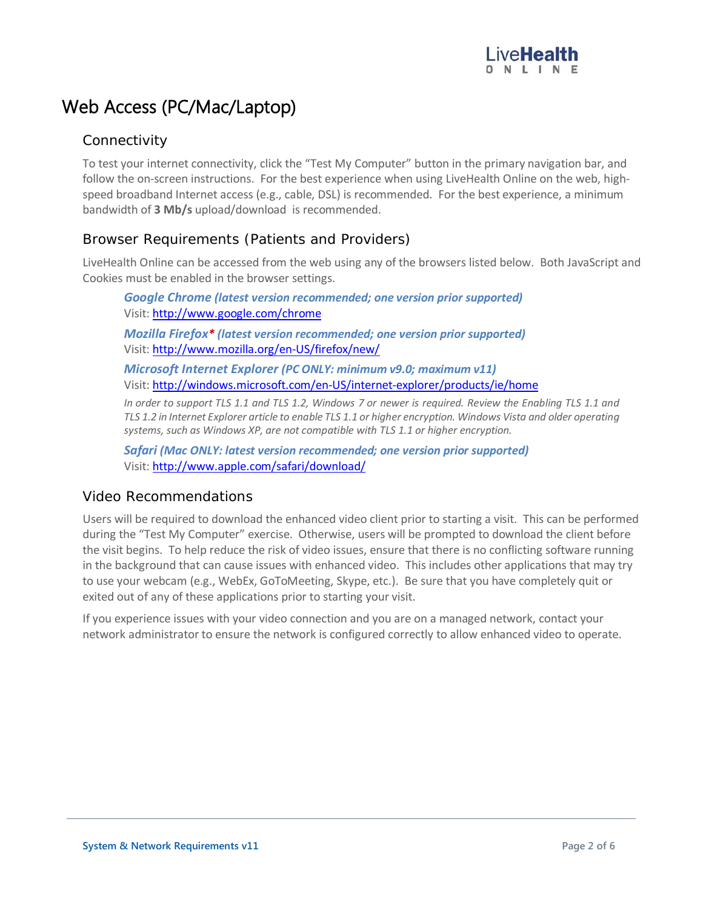# Web Access (PC/Mac/Laptop)

## Connectivity

To test your internet connectivity, click the "Test My Computer" button in the primary navigation bar, and follow the on-screen instructions. For the best experience when using LiveHealth Online on the web, high-speed broadband Internet access (e.g., cable, DSL) is recommended. For the best experience, a minimum bandwidth of **3 Mb/s** upload/download is recommended.

## Browser Requirements (Patients and Providers)

LiveHealth Online can be accessed from the web using any of the browsers listed below. Both JavaScript and Cookies must be enabled in the browser settings.

***Google Chrome (latest version recommended; one version prior supported)***
Visit: http://www.google.com/chrome

***Mozilla Firefox* (latest version recommended; one version prior supported)***
Visit: http://www.mozilla.org/en-US/firefox/new/

***Microsoft Internet Explorer (PC ONLY: minimum v9.0; maximum v11)***
Visit: http://windows.microsoft.com/en-US/internet-explorer/products/ie/home

*In order to support TLS 1.1 and TLS 1.2, Windows 7 or newer is required. Review the Enabling TLS 1.1 and TLS 1.2 in Internet Explorer article to enable TLS 1.1 or higher encryption. Windows Vista and older operating systems, such as Windows XP, are not compatible with TLS 1.1 or higher encryption.*

***Safari (Mac ONLY: latest version recommended; one version prior supported)***
Visit: http://www.apple.com/safari/download/

## Video Recommendations

Users will be required to download the enhanced video client prior to starting a visit. This can be performed during the "Test My Computer" exercise. Otherwise, users will be prompted to download the client before the visit begins. To help reduce the risk of video issues, ensure that there is no conflicting software running in the background that can cause issues with enhanced video. This includes other applications that may try to use your webcam (e.g., WebEx, GoToMeeting, Skype, etc.). Be sure that you have completely quit or exited out of any of these applications prior to starting your visit.

If you experience issues with your video connection and you are on a managed network, contact your network administrator to ensure the network is configured correctly to allow enhanced video to operate.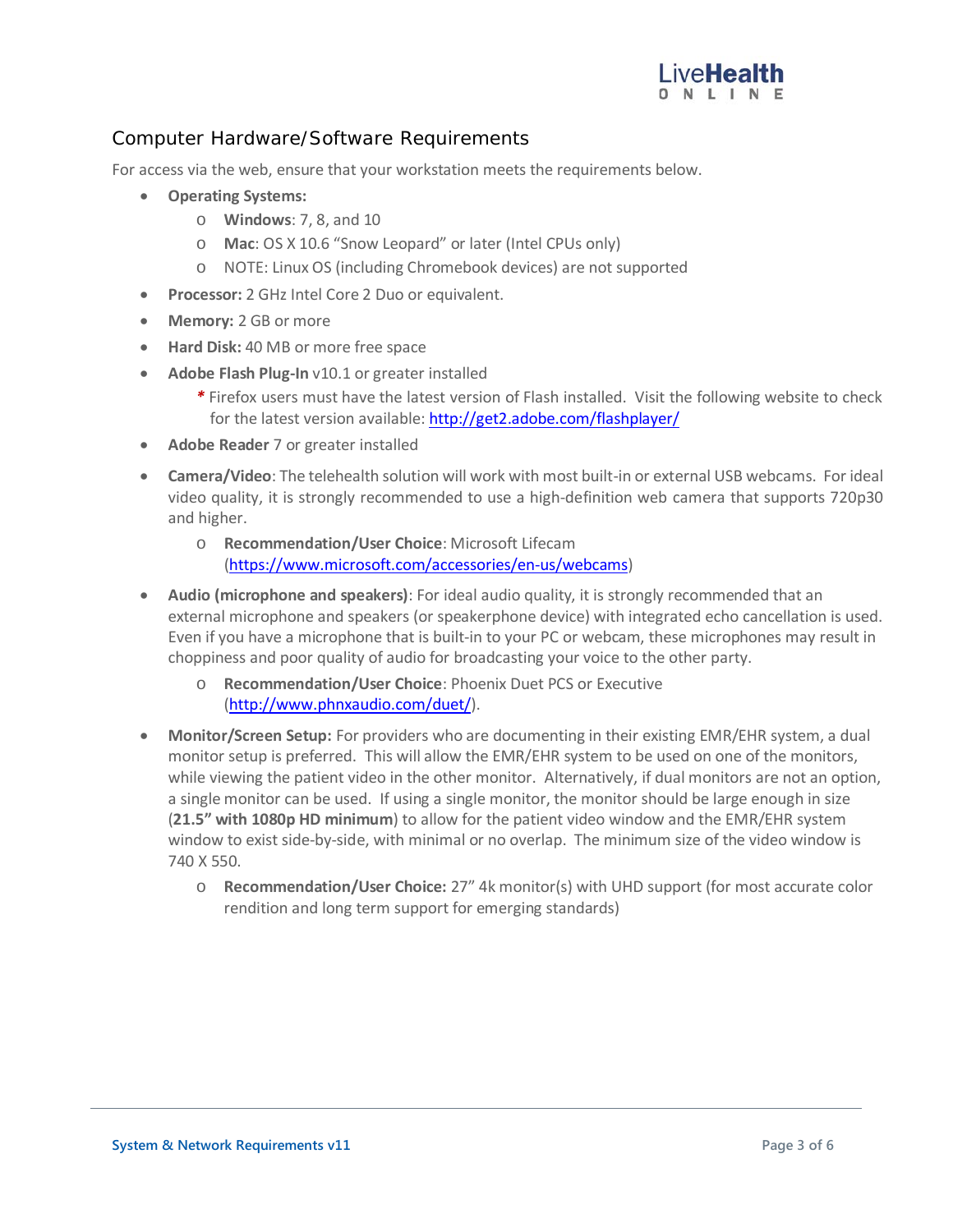## Computer Hardware/Software Requirements

For access via the web, ensure that your workstation meets the requirements below.

- **Operating Systems:**
  - **Windows**: 7, 8, and 10
  - **Mac**: OS X 10.6 "Snow Leopard" or later (Intel CPUs only)
  - NOTE: Linux OS (including Chromebook devices) are not supported
- **Processor:** 2 GHz Intel Core 2 Duo or equivalent.
- **Memory:** 2 GB or more
- **Hard Disk:** 40 MB or more free space
- **Adobe Flash Plug-In** v10.1 or greater installed
  - * Firefox users must have the latest version of Flash installed. Visit the following website to check for the latest version available: http://get2.adobe.com/flashplayer/
- **Adobe Reader** 7 or greater installed
- **Camera/Video**: The telehealth solution will work with most built-in or external USB webcams. For ideal video quality, it is strongly recommended to use a high-definition web camera that supports 720p30 and higher.
  - **Recommendation/User Choice**: Microsoft Lifecam (https://www.microsoft.com/accessories/en-us/webcams)
- **Audio (microphone and speakers)**: For ideal audio quality, it is strongly recommended that an external microphone and speakers (or speakerphone device) with integrated echo cancellation is used. Even if you have a microphone that is built-in to your PC or webcam, these microphones may result in choppiness and poor quality of audio for broadcasting your voice to the other party.
  - **Recommendation/User Choice**: Phoenix Duet PCS or Executive (http://www.phnxaudio.com/duet/).
- **Monitor/Screen Setup:** For providers who are documenting in their existing EMR/EHR system, a dual monitor setup is preferred. This will allow the EMR/EHR system to be used on one of the monitors, while viewing the patient video in the other monitor. Alternatively, if dual monitors are not an option, a single monitor can be used. If using a single monitor, the monitor should be large enough in size (**21.5" with 1080p HD minimum**) to allow for the patient video window and the EMR/EHR system window to exist side-by-side, with minimal or no overlap. The minimum size of the video window is 740 X 550.
  - **Recommendation/User Choice:** 27" 4k monitor(s) with UHD support (for most accurate color rendition and long term support for emerging standards)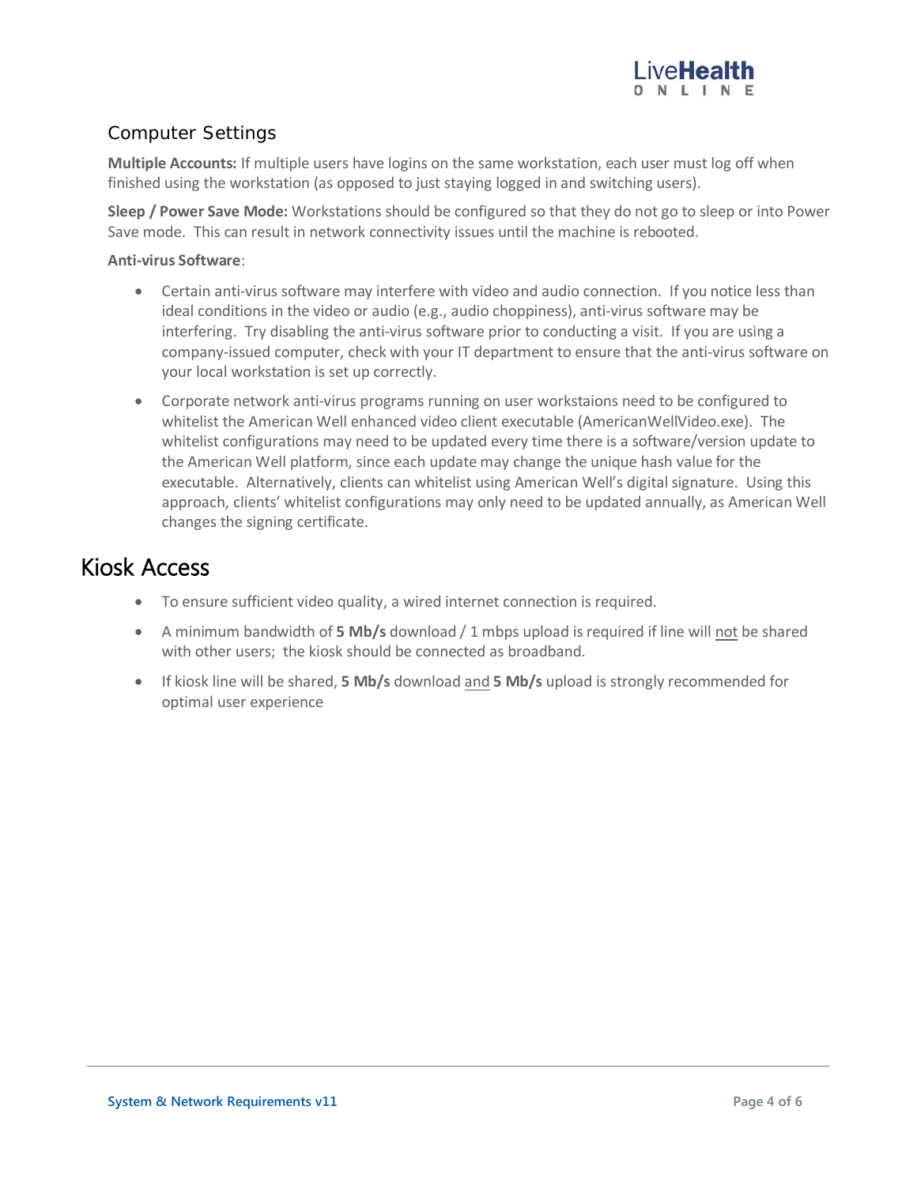### Computer Settings

**Multiple Accounts:** If multiple users have logins on the same workstation, each user must log off when finished using the workstation (as opposed to just staying logged in and switching users).

**Sleep / Power Save Mode:** Workstations should be configured so that they do not go to sleep or into Power Save mode. This can result in network connectivity issues until the machine is rebooted.

**Anti-virus Software**:

- Certain anti-virus software may interfere with video and audio connection. If you notice less than ideal conditions in the video or audio (e.g., audio choppiness), anti-virus software may be interfering. Try disabling the anti-virus software prior to conducting a visit. If you are using a company-issued computer, check with your IT department to ensure that the anti-virus software on your local workstation is set up correctly.
- Corporate network anti-virus programs running on user workstaions need to be configured to whitelist the American Well enhanced video client executable (AmericanWellVideo.exe). The whitelist configurations may need to be updated every time there is a software/version update to the American Well platform, since each update may change the unique hash value for the executable. Alternatively, clients can whitelist using American Well's digital signature. Using this approach, clients' whitelist configurations may only need to be updated annually, as American Well changes the signing certificate.

## Kiosk Access

- To ensure sufficient video quality, a wired internet connection is required.
- A minimum bandwidth of **5 Mb/s** download / 1 mbps upload is required if line will <u>not</u> be shared with other users; the kiosk should be connected as broadband.
- If kiosk line will be shared, **5 Mb/s** download <u>and</u> **5 Mb/s** upload is strongly recommended for optimal user experience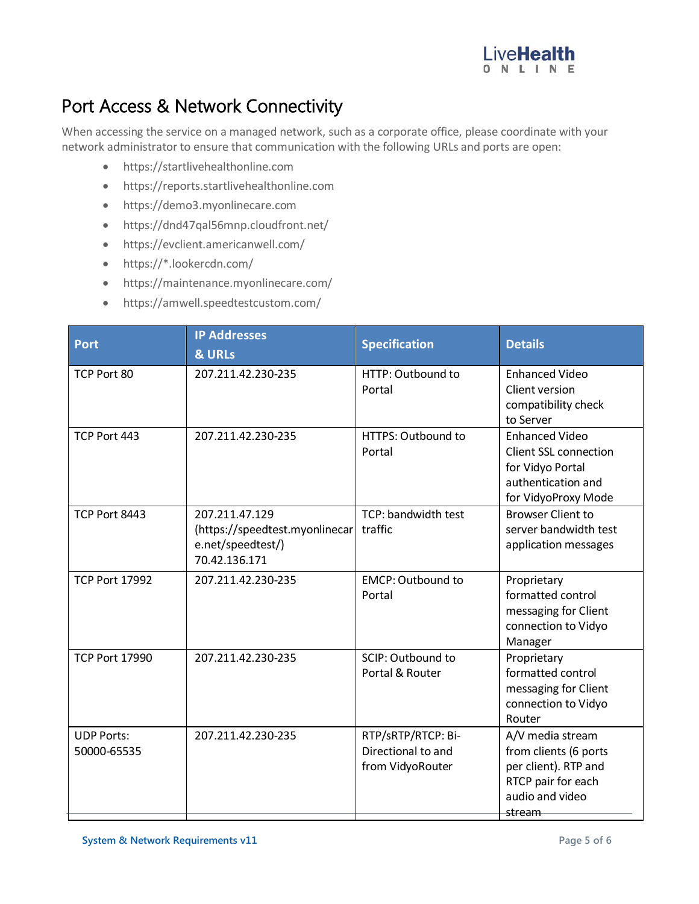# Port Access & Network Connectivity

When accessing the service on a managed network, such as a corporate office, please coordinate with your network administrator to ensure that communication with the following URLs and ports are open:

- https://startlivehealthonline.com
- https://reports.startlivehealthonline.com
- https://demo3.myonlinecare.com
- https://dnd47qal56mnp.cloudfront.net/
- https://evclient.americanwell.com/
- https://*.lookercdn.com/
- https://maintenance.myonlinecare.com/
- https://amwell.speedtestcustom.com/

| Port | IP Addresses & URLs | Specification | Details |
|---|---|---|---|
| TCP Port 80 | 207.211.42.230-235 | HTTP: Outbound to Portal | Enhanced Video Client version compatibility check to Server |
| TCP Port 443 | 207.211.42.230-235 | HTTPS: Outbound to Portal | Enhanced Video Client SSL connection for Vidyo Portal authentication and for VidyoProxy Mode |
| TCP Port 8443 | 207.211.47.129 (https://speedtest.myonlinecare.net/speedtest/) 70.42.136.171 | TCP: bandwidth test traffic | Browser Client to server bandwidth test application messages |
| TCP Port 17992 | 207.211.42.230-235 | EMCP: Outbound to Portal | Proprietary formatted control messaging for Client connection to Vidyo Manager |
| TCP Port 17990 | 207.211.42.230-235 | SCIP: Outbound to Portal & Router | Proprietary formatted control messaging for Client connection to Vidyo Router |
| UDP Ports: 50000-65535 | 207.211.42.230-235 | RTP/sRTP/RTCP: Bi-Directional to and from VidyoRouter | A/V media stream from clients (6 ports per client). RTP and RTCP pair for each audio and video stream |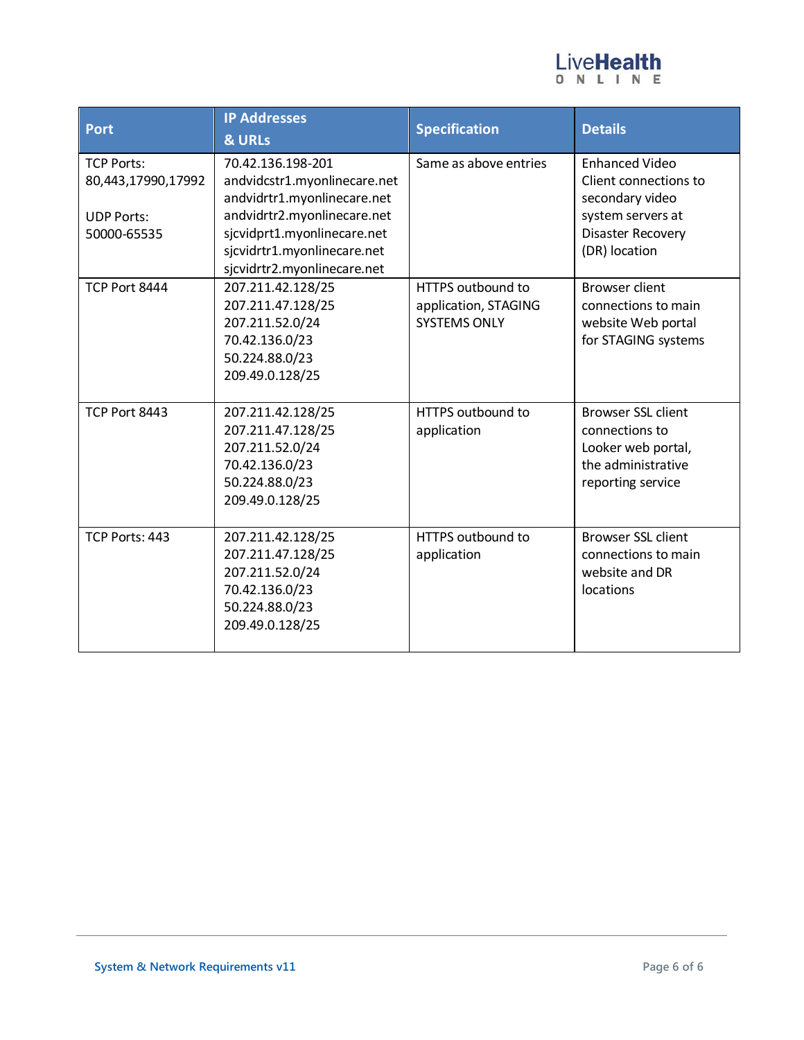| Port | IP Addresses & URLs | Specification | Details |
|---|---|---|---|
| TCP Ports: 80,443,17990,17992<br><br>UDP Ports: 50000-65535 | 70.42.136.198-201<br>andvidcstr1.myonlinecare.net<br>andvidrtr1.myonlinecare.net<br>andvidrtr2.myonlinecare.net<br>sjcvidprt1.myonlinecare.net<br>sjcvidrtr1.myonlinecare.net<br>sjcvidrtr2.myonlinecare.net | Same as above entries | Enhanced Video Client connections to secondary video system servers at Disaster Recovery (DR) location |
| TCP Port 8444 | 207.211.42.128/25<br>207.211.47.128/25<br>207.211.52.0/24<br>70.42.136.0/23<br>50.224.88.0/23<br>209.49.0.128/25 | HTTPS outbound to application, STAGING SYSTEMS ONLY | Browser client connections to main website Web portal for STAGING systems |
| TCP Port 8443 | 207.211.42.128/25<br>207.211.47.128/25<br>207.211.52.0/24<br>70.42.136.0/23<br>50.224.88.0/23<br>209.49.0.128/25 | HTTPS outbound to application | Browser SSL client connections to Looker web portal, the administrative reporting service |
| TCP Ports: 443 | 207.211.42.128/25<br>207.211.47.128/25<br>207.211.52.0/24<br>70.42.136.0/23<br>50.224.88.0/23<br>209.49.0.128/25 | HTTPS outbound to application | Browser SSL client connections to main website and DR locations |